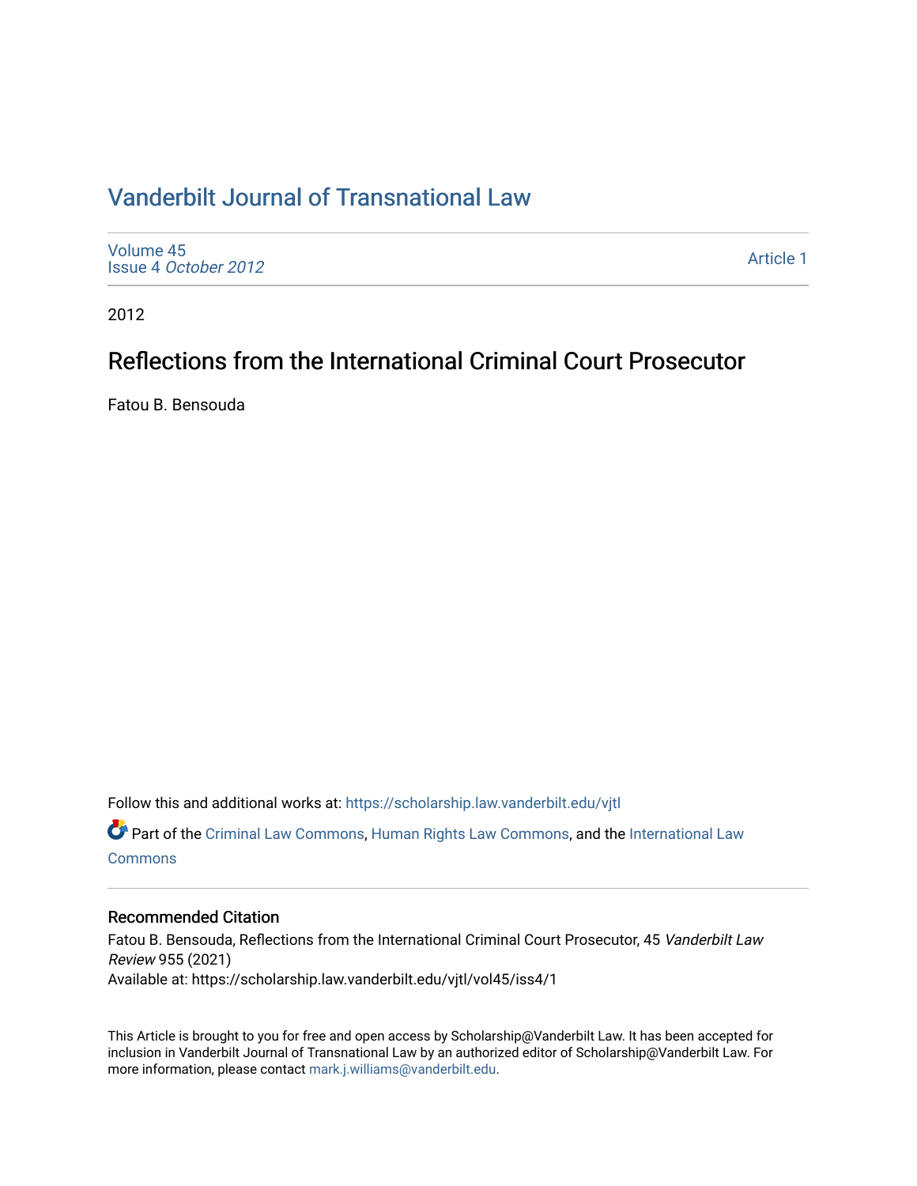# Vanderbilt Journal of Transnational Law

Volume 45
Issue 4 *October 2012*

Article 1

2012

## Reflections from the International Criminal Court Prosecutor

Fatou B. Bensouda

Follow this and additional works at: https://scholarship.law.vanderbilt.edu/vjtl

Part of the Criminal Law Commons, Human Rights Law Commons, and the International Law Commons

### Recommended Citation

Fatou B. Bensouda, Reflections from the International Criminal Court Prosecutor, 45 *Vanderbilt Law Review* 955 (2021)
Available at: https://scholarship.law.vanderbilt.edu/vjtl/vol45/iss4/1

This Article is brought to you for free and open access by Scholarship@Vanderbilt Law. It has been accepted for inclusion in Vanderbilt Journal of Transnational Law by an authorized editor of Scholarship@Vanderbilt Law. For more information, please contact mark.j.williams@vanderbilt.edu.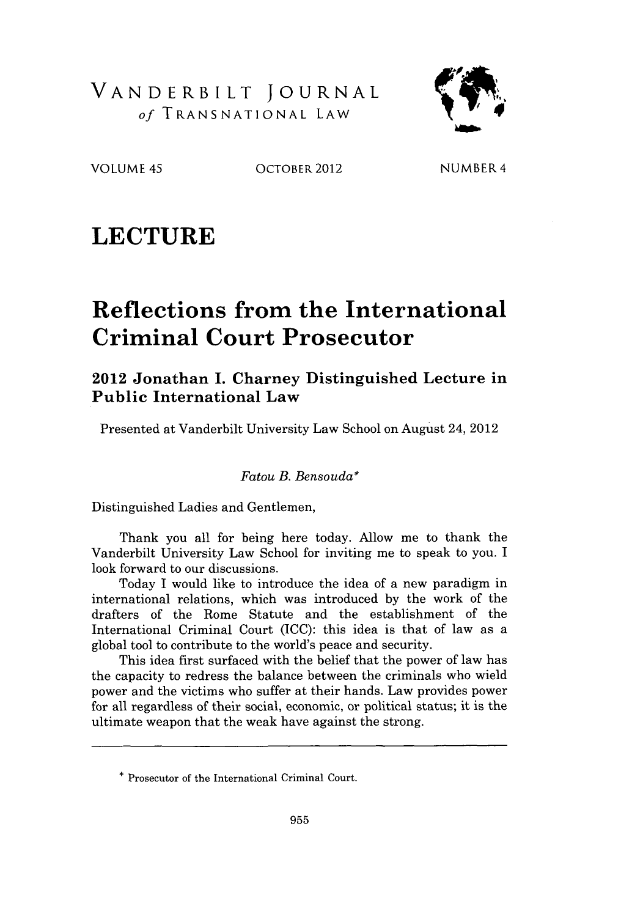# LECTURE

# Reflections from the International Criminal Court Prosecutor

## 2012 Jonathan I. Charney Distinguished Lecture in Public International Law

Presented at Vanderbilt University Law School on August 24, 2012

*Fatou B. Bensouda\**

Distinguished Ladies and Gentlemen,

Thank you all for being here today. Allow me to thank the Vanderbilt University Law School for inviting me to speak to you. I look forward to our discussions.

Today I would like to introduce the idea of a new paradigm in international relations, which was introduced by the work of the drafters of the Rome Statute and the establishment of the International Criminal Court (ICC): this idea is that of law as a global tool to contribute to the world's peace and security.

This idea first surfaced with the belief that the power of law has the capacity to redress the balance between the criminals who wield power and the victims who suffer at their hands. Law provides power for all regardless of their social, economic, or political status; it is the ultimate weapon that the weak have against the strong.

---

\* Prosecutor of the International Criminal Court.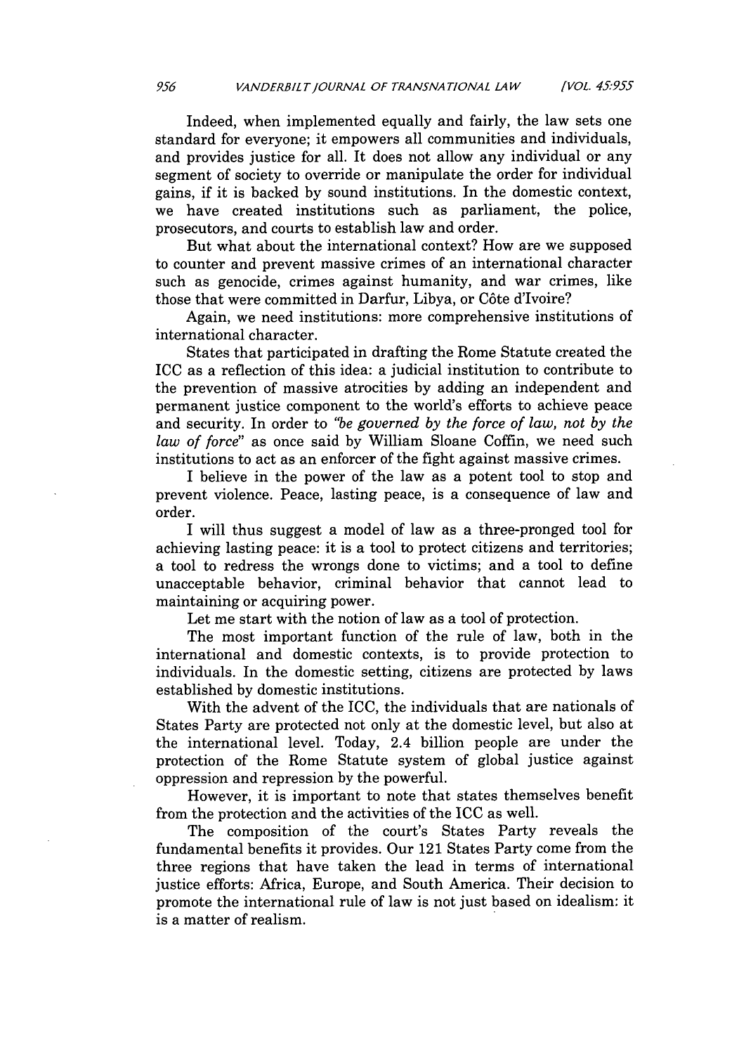Indeed, when implemented equally and fairly, the law sets one standard for everyone; it empowers all communities and individuals, and provides justice for all. It does not allow any individual or any segment of society to override or manipulate the order for individual gains, if it is backed by sound institutions. In the domestic context, we have created institutions such as parliament, the police, prosecutors, and courts to establish law and order.

But what about the international context? How are we supposed to counter and prevent massive crimes of an international character such as genocide, crimes against humanity, and war crimes, like those that were committed in Darfur, Libya, or Côte d'Ivoire?

Again, we need institutions: more comprehensive institutions of international character.

States that participated in drafting the Rome Statute created the ICC as a reflection of this idea: a judicial institution to contribute to the prevention of massive atrocities by adding an independent and permanent justice component to the world's efforts to achieve peace and security. In order to *"be governed by the force of law, not by the law of force"* as once said by William Sloane Coffin, we need such institutions to act as an enforcer of the fight against massive crimes.

I believe in the power of the law as a potent tool to stop and prevent violence. Peace, lasting peace, is a consequence of law and order.

I will thus suggest a model of law as a three-pronged tool for achieving lasting peace: it is a tool to protect citizens and territories; a tool to redress the wrongs done to victims; and a tool to define unacceptable behavior, criminal behavior that cannot lead to maintaining or acquiring power.

Let me start with the notion of law as a tool of protection.

The most important function of the rule of law, both in the international and domestic contexts, is to provide protection to individuals. In the domestic setting, citizens are protected by laws established by domestic institutions.

With the advent of the ICC, the individuals that are nationals of States Party are protected not only at the domestic level, but also at the international level. Today, 2.4 billion people are under the protection of the Rome Statute system of global justice against oppression and repression by the powerful.

However, it is important to note that states themselves benefit from the protection and the activities of the ICC as well.

The composition of the court's States Party reveals the fundamental benefits it provides. Our 121 States Party come from the three regions that have taken the lead in terms of international justice efforts: Africa, Europe, and South America. Their decision to promote the international rule of law is not just based on idealism: it is a matter of realism.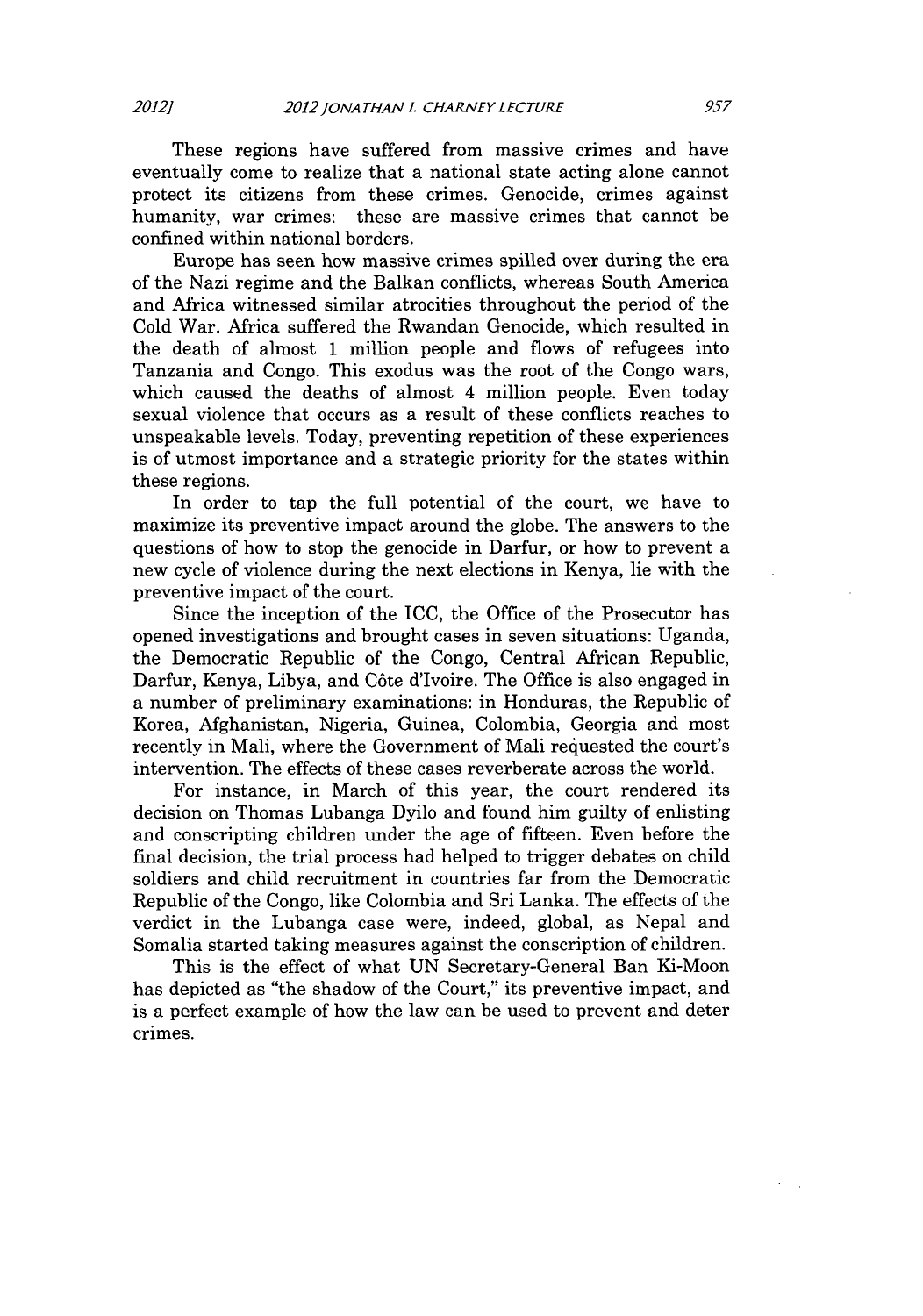These regions have suffered from massive crimes and have eventually come to realize that a national state acting alone cannot protect its citizens from these crimes. Genocide, crimes against humanity, war crimes: these are massive crimes that cannot be confined within national borders.

Europe has seen how massive crimes spilled over during the era of the Nazi regime and the Balkan conflicts, whereas South America and Africa witnessed similar atrocities throughout the period of the Cold War. Africa suffered the Rwandan Genocide, which resulted in the death of almost 1 million people and flows of refugees into Tanzania and Congo. This exodus was the root of the Congo wars, which caused the deaths of almost 4 million people. Even today sexual violence that occurs as a result of these conflicts reaches to unspeakable levels. Today, preventing repetition of these experiences is of utmost importance and a strategic priority for the states within these regions.

In order to tap the full potential of the court, we have to maximize its preventive impact around the globe. The answers to the questions of how to stop the genocide in Darfur, or how to prevent a new cycle of violence during the next elections in Kenya, lie with the preventive impact of the court.

Since the inception of the ICC, the Office of the Prosecutor has opened investigations and brought cases in seven situations: Uganda, the Democratic Republic of the Congo, Central African Republic, Darfur, Kenya, Libya, and Côte d'Ivoire. The Office is also engaged in a number of preliminary examinations: in Honduras, the Republic of Korea, Afghanistan, Nigeria, Guinea, Colombia, Georgia and most recently in Mali, where the Government of Mali requested the court's intervention. The effects of these cases reverberate across the world.

For instance, in March of this year, the court rendered its decision on Thomas Lubanga Dyilo and found him guilty of enlisting and conscripting children under the age of fifteen. Even before the final decision, the trial process had helped to trigger debates on child soldiers and child recruitment in countries far from the Democratic Republic of the Congo, like Colombia and Sri Lanka. The effects of the verdict in the Lubanga case were, indeed, global, as Nepal and Somalia started taking measures against the conscription of children.

This is the effect of what UN Secretary-General Ban Ki-Moon has depicted as "the shadow of the Court," its preventive impact, and is a perfect example of how the law can be used to prevent and deter crimes.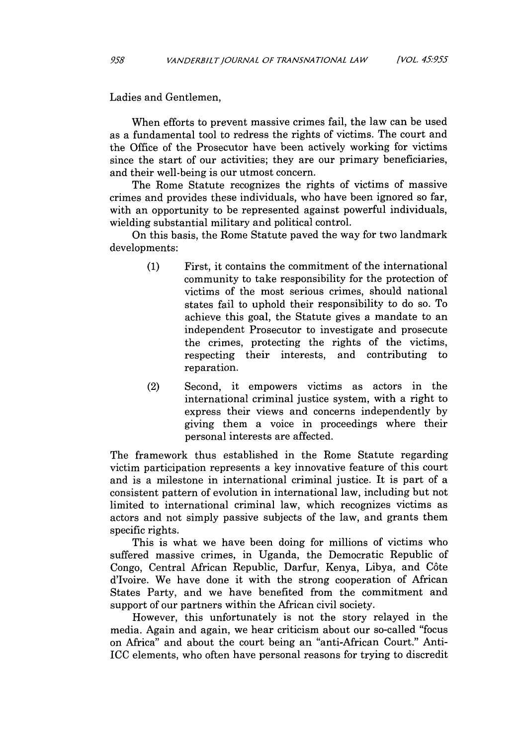Ladies and Gentlemen,

When efforts to prevent massive crimes fail, the law can be used as a fundamental tool to redress the rights of victims. The court and the Office of the Prosecutor have been actively working for victims since the start of our activities; they are our primary beneficiaries, and their well-being is our utmost concern.

The Rome Statute recognizes the rights of victims of massive crimes and provides these individuals, who have been ignored so far, with an opportunity to be represented against powerful individuals, wielding substantial military and political control.

On this basis, the Rome Statute paved the way for two landmark developments:

(1) First, it contains the commitment of the international community to take responsibility for the protection of victims of the most serious crimes, should national states fail to uphold their responsibility to do so. To achieve this goal, the Statute gives a mandate to an independent Prosecutor to investigate and prosecute the crimes, protecting the rights of the victims, respecting their interests, and contributing to reparation.

(2) Second, it empowers victims as actors in the international criminal justice system, with a right to express their views and concerns independently by giving them a voice in proceedings where their personal interests are affected.

The framework thus established in the Rome Statute regarding victim participation represents a key innovative feature of this court and is a milestone in international criminal justice. It is part of a consistent pattern of evolution in international law, including but not limited to international criminal law, which recognizes victims as actors and not simply passive subjects of the law, and grants them specific rights.

This is what we have been doing for millions of victims who suffered massive crimes, in Uganda, the Democratic Republic of Congo, Central African Republic, Darfur, Kenya, Libya, and Côte d'Ivoire. We have done it with the strong cooperation of African States Party, and we have benefited from the commitment and support of our partners within the African civil society.

However, this unfortunately is not the story relayed in the media. Again and again, we hear criticism about our so-called "focus on Africa" and about the court being an "anti-African Court." Anti-ICC elements, who often have personal reasons for trying to discredit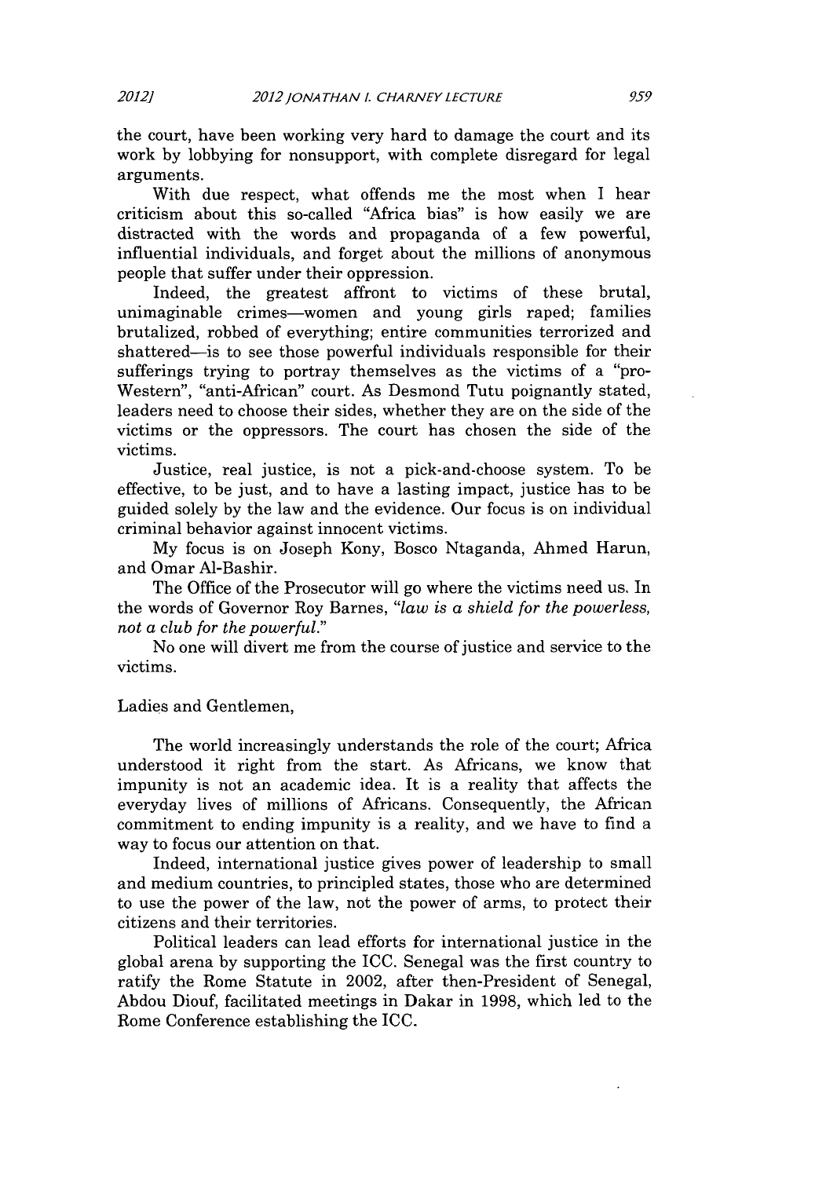the court, have been working very hard to damage the court and its work by lobbying for nonsupport, with complete disregard for legal arguments.

With due respect, what offends me the most when I hear criticism about this so-called "Africa bias" is how easily we are distracted with the words and propaganda of a few powerful, influential individuals, and forget about the millions of anonymous people that suffer under their oppression.

Indeed, the greatest affront to victims of these brutal, unimaginable crimes—women and young girls raped; families brutalized, robbed of everything; entire communities terrorized and shattered—is to see those powerful individuals responsible for their sufferings trying to portray themselves as the victims of a "pro-Western", "anti-African" court. As Desmond Tutu poignantly stated, leaders need to choose their sides, whether they are on the side of the victims or the oppressors. The court has chosen the side of the victims.

Justice, real justice, is not a pick-and-choose system. To be effective, to be just, and to have a lasting impact, justice has to be guided solely by the law and the evidence. Our focus is on individual criminal behavior against innocent victims.

My focus is on Joseph Kony, Bosco Ntaganda, Ahmed Harun, and Omar Al-Bashir.

The Office of the Prosecutor will go where the victims need us. In the words of Governor Roy Barnes, *"law is a shield for the powerless, not a club for the powerful."*

No one will divert me from the course of justice and service to the victims.

Ladies and Gentlemen,

The world increasingly understands the role of the court; Africa understood it right from the start. As Africans, we know that impunity is not an academic idea. It is a reality that affects the everyday lives of millions of Africans. Consequently, the African commitment to ending impunity is a reality, and we have to find a way to focus our attention on that.

Indeed, international justice gives power of leadership to small and medium countries, to principled states, those who are determined to use the power of the law, not the power of arms, to protect their citizens and their territories.

Political leaders can lead efforts for international justice in the global arena by supporting the ICC. Senegal was the first country to ratify the Rome Statute in 2002, after then-President of Senegal, Abdou Diouf, facilitated meetings in Dakar in 1998, which led to the Rome Conference establishing the ICC.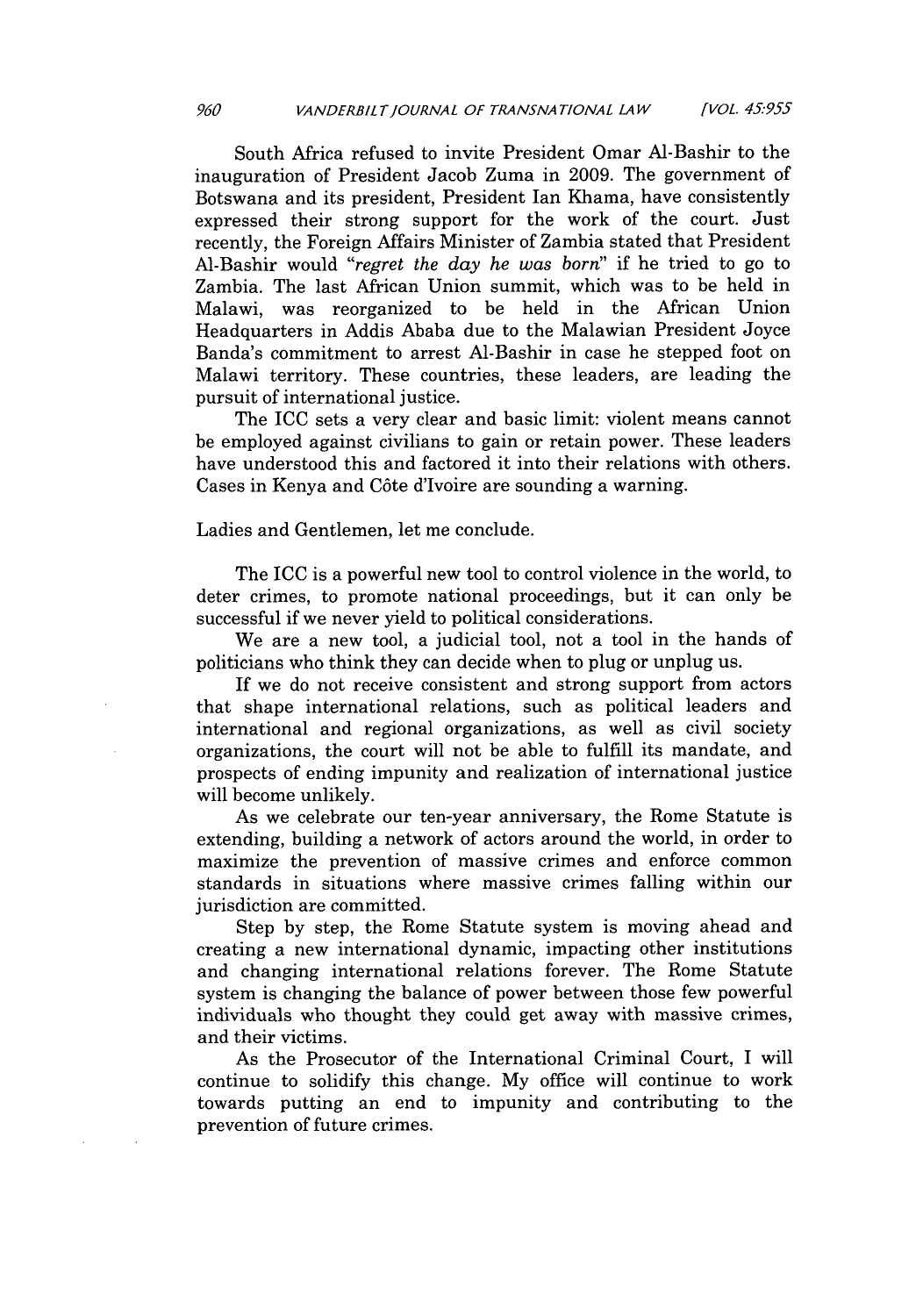South Africa refused to invite President Omar Al-Bashir to the inauguration of President Jacob Zuma in 2009. The government of Botswana and its president, President Ian Khama, have consistently expressed their strong support for the work of the court. Just recently, the Foreign Affairs Minister of Zambia stated that President Al-Bashir would *"regret the day he was born"* if he tried to go to Zambia. The last African Union summit, which was to be held in Malawi, was reorganized to be held in the African Union Headquarters in Addis Ababa due to the Malawian President Joyce Banda's commitment to arrest Al-Bashir in case he stepped foot on Malawi territory. These countries, these leaders, are leading the pursuit of international justice.

The ICC sets a very clear and basic limit: violent means cannot be employed against civilians to gain or retain power. These leaders have understood this and factored it into their relations with others. Cases in Kenya and Côte d'Ivoire are sounding a warning.

Ladies and Gentlemen, let me conclude.

The ICC is a powerful new tool to control violence in the world, to deter crimes, to promote national proceedings, but it can only be successful if we never yield to political considerations.

We are a new tool, a judicial tool, not a tool in the hands of politicians who think they can decide when to plug or unplug us.

If we do not receive consistent and strong support from actors that shape international relations, such as political leaders and international and regional organizations, as well as civil society organizations, the court will not be able to fulfill its mandate, and prospects of ending impunity and realization of international justice will become unlikely.

As we celebrate our ten-year anniversary, the Rome Statute is extending, building a network of actors around the world, in order to maximize the prevention of massive crimes and enforce common standards in situations where massive crimes falling within our jurisdiction are committed.

Step by step, the Rome Statute system is moving ahead and creating a new international dynamic, impacting other institutions and changing international relations forever. The Rome Statute system is changing the balance of power between those few powerful individuals who thought they could get away with massive crimes, and their victims.

As the Prosecutor of the International Criminal Court, I will continue to solidify this change. My office will continue to work towards putting an end to impunity and contributing to the prevention of future crimes.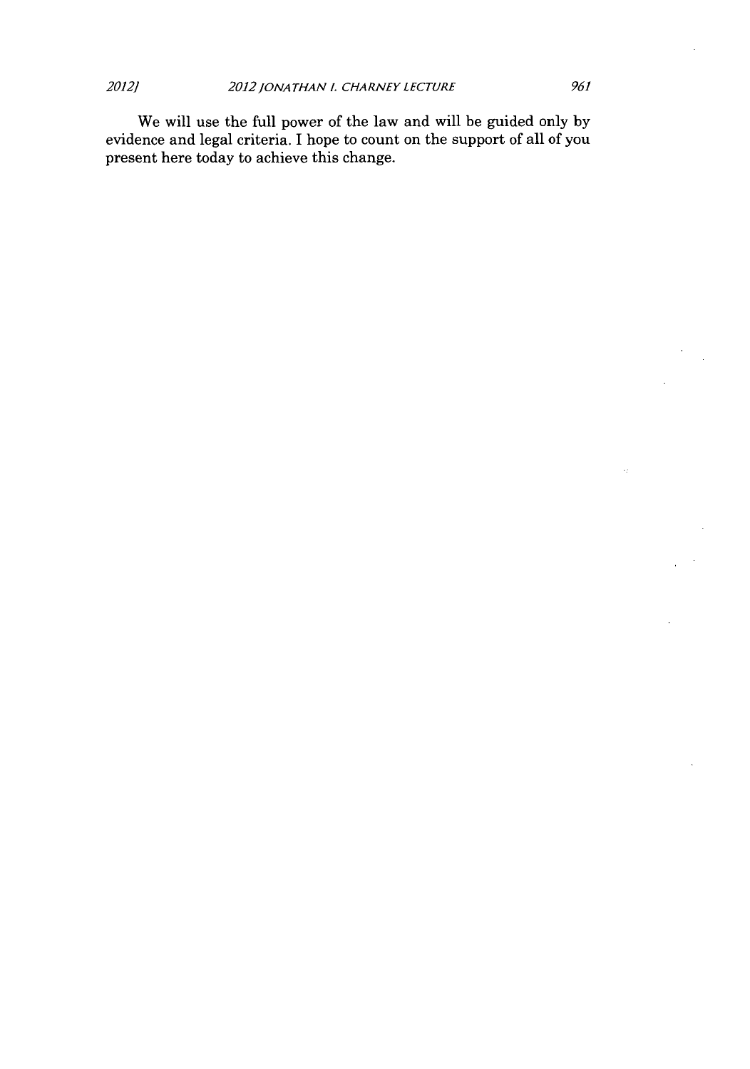We will use the full power of the law and will be guided only by evidence and legal criteria. I hope to count on the support of all of you present here today to achieve this change.